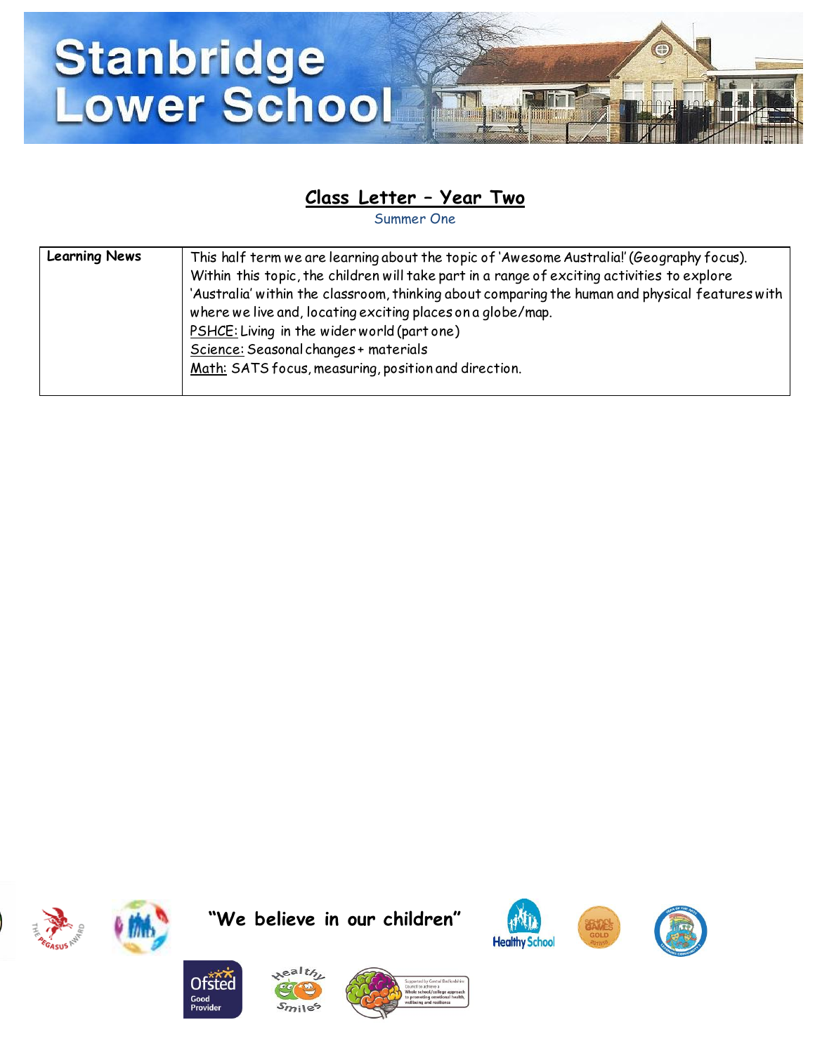# Stanbridge Lower School

## Class Letter – Year Two

Summer One

| Learning News | This half term we are learning about the topic of 'Awesome Australia!' (Geography focus). Within this topic, the children will take part in a range of exciting activities to explore 'Australia' within the classroom, thinking about comparing the human and physical features with where we live and, locating exciting places on a globe/map.<br>PSHCE: Living in the wider world (part one)<br>Science: Seasonal changes + materials<br>Math: SATS focus, measuring, position and direction. |
|---|---|

**"We believe in our children"**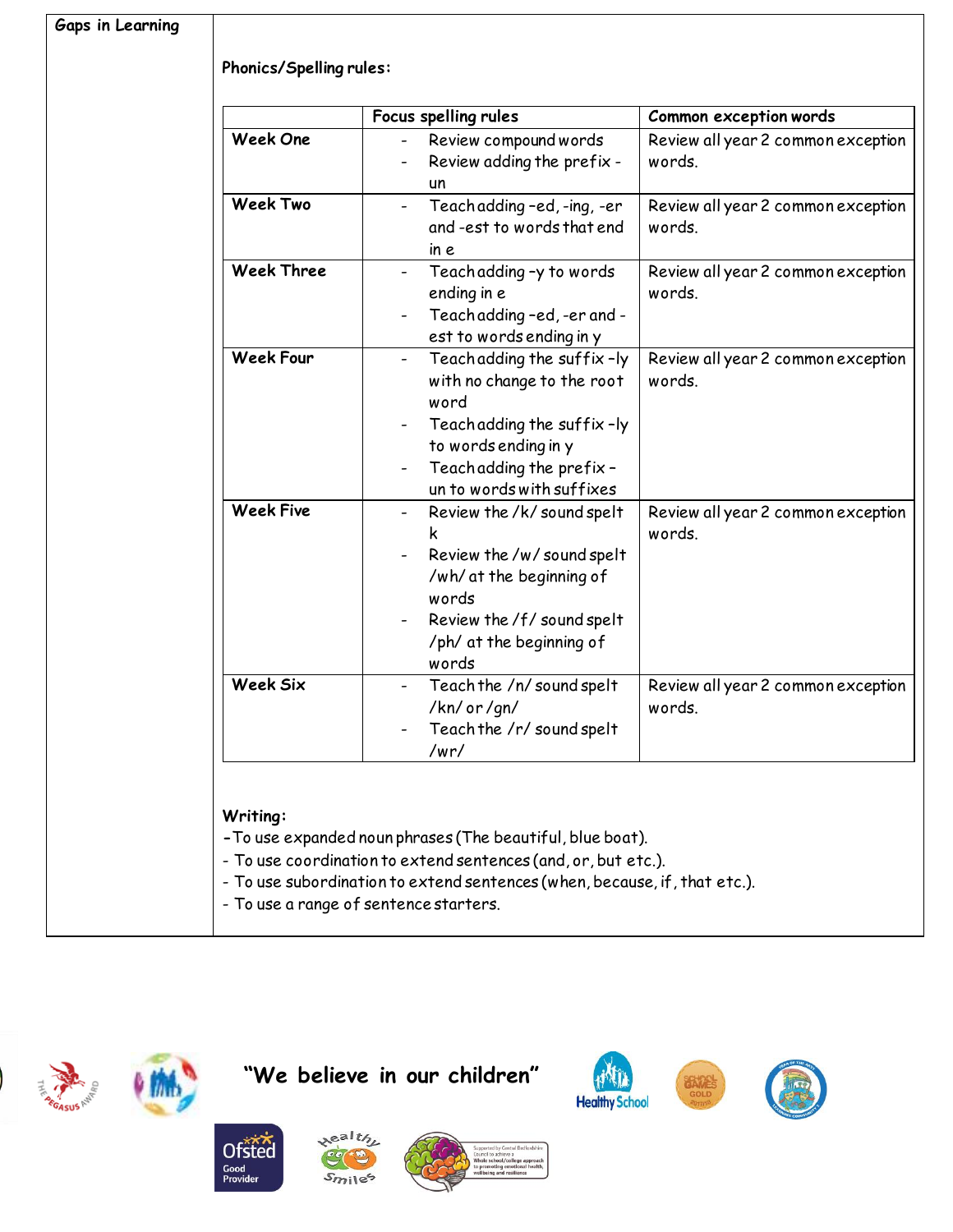**Gaps in Learning**

**Phonics/Spelling rules:**

| | Focus spelling rules | Common exception words |
|---|---|---|
| **Week One** | - Review compound words<br>- Review adding the prefix -un | Review all year 2 common exception words. |
| **Week Two** | - Teach adding –ed, -ing, -er and -est to words that end in e | Review all year 2 common exception words. |
| **Week Three** | - Teach adding –y to words ending in e<br>- Teach adding –ed, -er and -est to words ending in y | Review all year 2 common exception words. |
| **Week Four** | - Teach adding the suffix –ly with no change to the root word<br>- Teach adding the suffix –ly to words ending in y<br>- Teach adding the prefix –un to words with suffixes | Review all year 2 common exception words. |
| **Week Five** | - Review the /k/ sound spelt k<br>- Review the /w/ sound spelt /wh/ at the beginning of words<br>- Review the /f/ sound spelt /ph/ at the beginning of words | Review all year 2 common exception words. |
| **Week Six** | - Teach the /n/ sound spelt /kn/ or /gn/<br>- Teach the /r/ sound spelt /wr/ | Review all year 2 common exception words. |

**Writing:**

- To use expanded noun phrases (The beautiful, blue boat).
- To use coordination to extend sentences (and, or, but etc.).
- To use subordination to extend sentences (when, because, if, that etc.).
- To use a range of sentence starters.

**"We believe in our children"**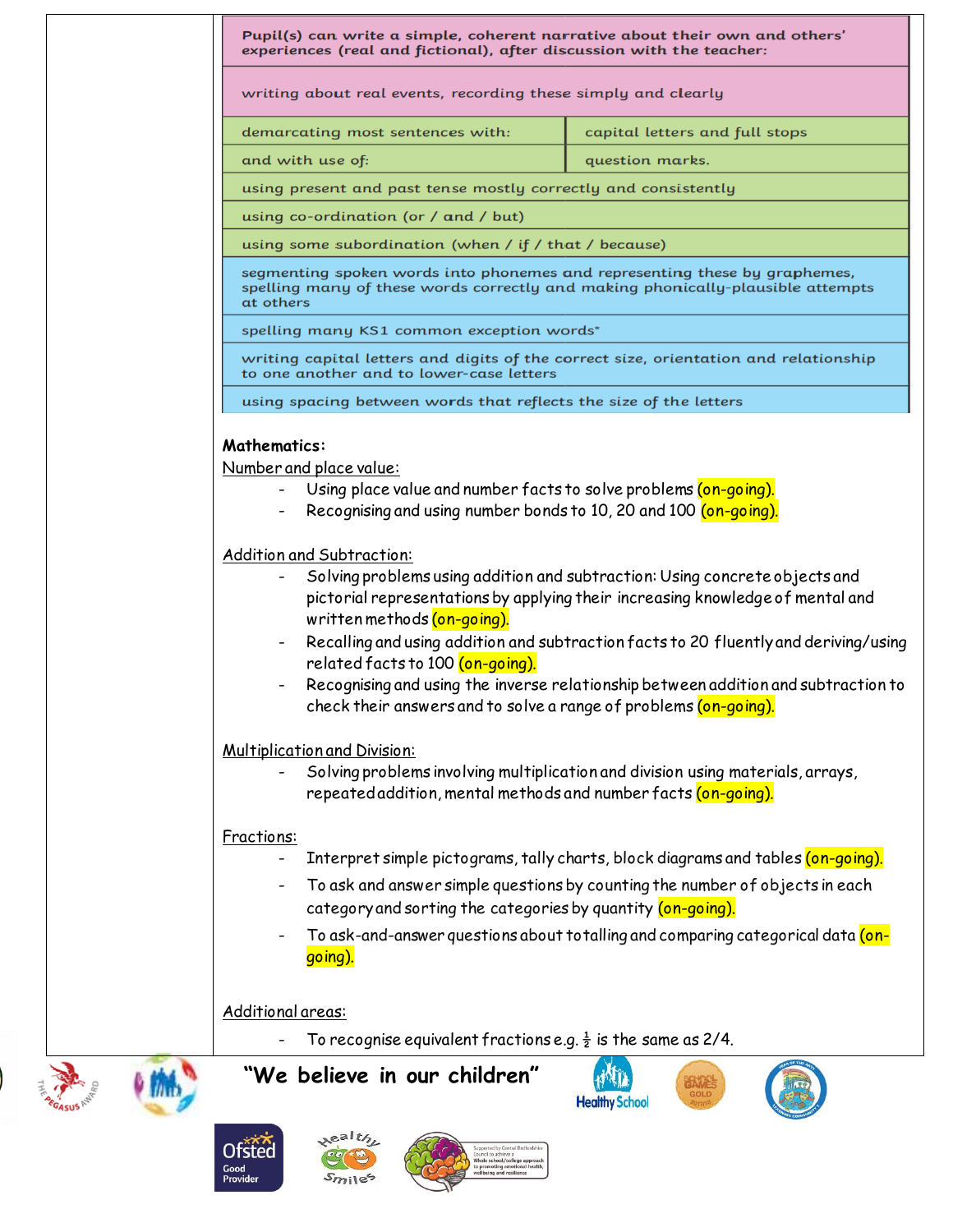| Pupil(s) can write a simple, coherent narrative about their own and others' experiences (real and fictional), after discussion with the teacher: | |
|---|---|
| writing about real events, recording these simply and clearly | |
| demarcating most sentences with: | capital letters and full stops |
| and with use of: | question marks. |
| using present and past tense mostly correctly and consistently | |
| using co-ordination (or / and / but) | |
| using some subordination (when / if / that / because) | |
| segmenting spoken words into phonemes and representing these by graphemes, spelling many of these words correctly and making phonically-plausible attempts at others | |
| spelling many KS1 common exception words* | |
| writing capital letters and digits of the correct size, orientation and relationship to one another and to lower-case letters | |
| using spacing between words that reflects the size of the letters | |

**Mathematics:**

Number and place value:

- Using place value and number facts to solve problems (on-going).
- Recognising and using number bonds to 10, 20 and 100 (on-going).

Addition and Subtraction:

- Solving problems using addition and subtraction: Using concrete objects and pictorial representations by applying their increasing knowledge of mental and written methods (on-going).
- Recalling and using addition and subtraction facts to 20 fluently and deriving/using related facts to 100 (on-going).
- Recognising and using the inverse relationship between addition and subtraction to check their answers and to solve a range of problems (on-going).

Multiplication and Division:

- Solving problems involving multiplication and division using materials, arrays, repeated addition, mental methods and number facts (on-going).

Fractions:

- Interpret simple pictograms, tally charts, block diagrams and tables (on-going).
- To ask and answer simple questions by counting the number of objects in each category and sorting the categories by quantity (on-going).
- To ask-and-answer questions about totalling and comparing categorical data (on-going).

Additional areas:

- To recognise equivalent fractions e.g. $\frac{1}{2}$ is the same as 2/4.

"We believe in our children"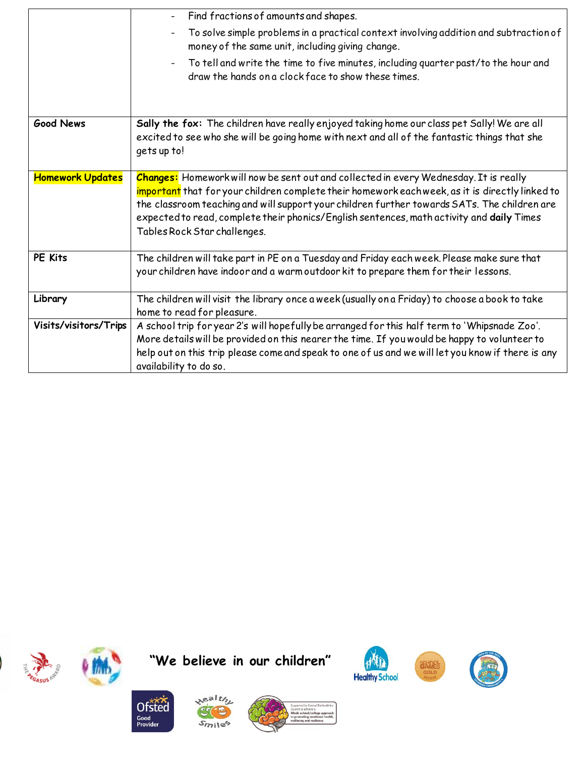| | |
|---|---|
| | - Find fractions of amounts and shapes.<br>- To solve simple problems in a practical context involving addition and subtraction of money of the same unit, including giving change.<br>- To tell and write the time to five minutes, including quarter past/to the hour and draw the hands on a clock face to show these times. |
| **Good News** | **Sally the fox:** The children have really enjoyed taking home our class pet Sally! We are all excited to see who she will be going home with next and all of the fantastic things that she gets up to! |
| **Homework Updates** | **Changes:** Homework will now be sent out and collected in every Wednesday. It is really important that for your children complete their homework each week, as it is directly linked to the classroom teaching and will support your children further towards SATs. The children are expected to read, complete their phonics/English sentences, math activity and **daily** Times Tables Rock Star challenges. |
| **PE Kits** | The children will take part in PE on a Tuesday and Friday each week. Please make sure that your children have indoor and a warm outdoor kit to prepare them for their lessons. |
| **Library** | The children will visit the library once a week (usually on a Friday) to choose a book to take home to read for pleasure. |
| **Visits/visitors/Trips** | A school trip for year 2's will hopefully be arranged for this half term to 'Whipsnade Zoo'. More details will be provided on this nearer the time. If you would be happy to volunteer to help out on this trip please come and speak to one of us and we will let you know if there is any availability to do so. |

**"We believe in our children"**